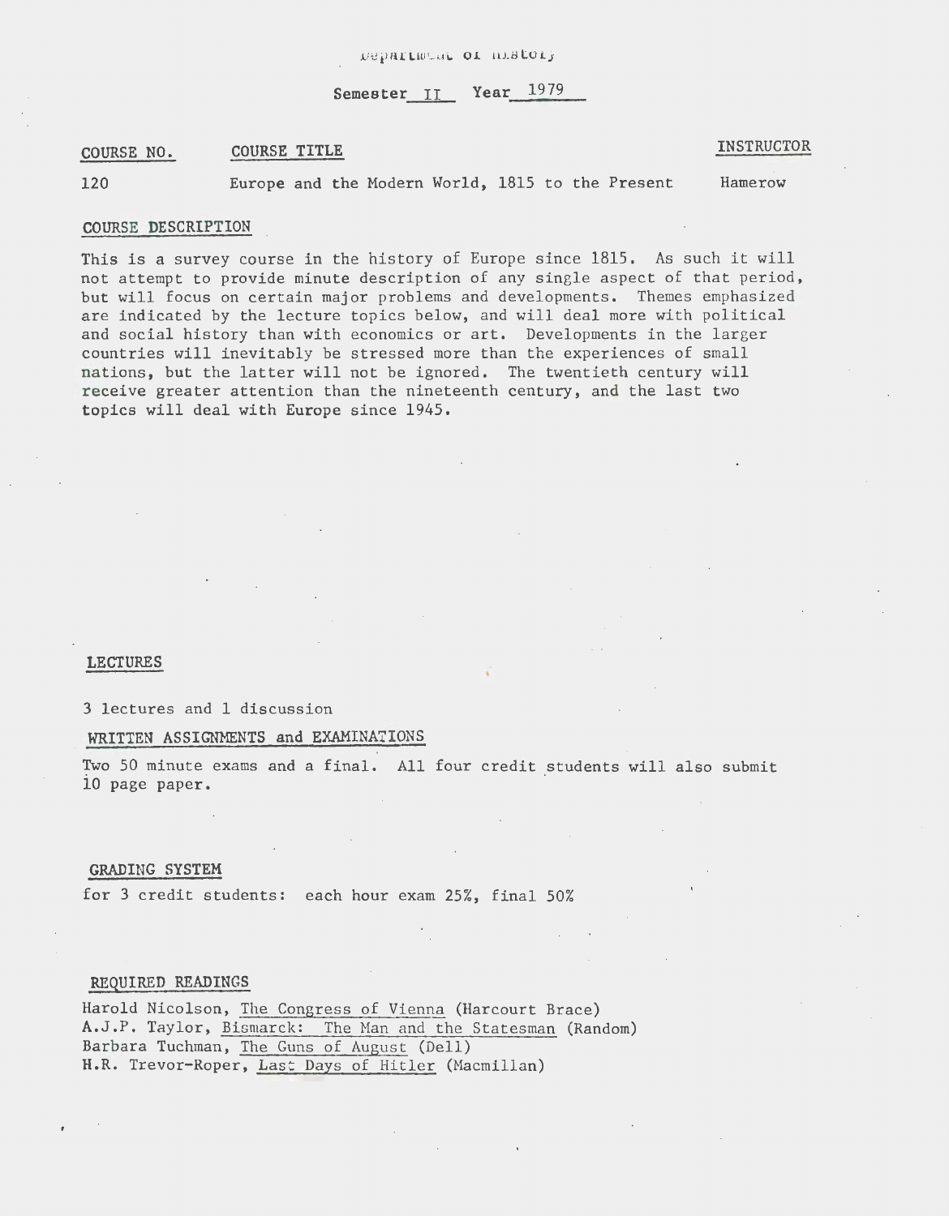Department of History

Semester II Year 1979

| COURSE NO. | COURSE TITLE | INSTRUCTOR |
| --- | --- | --- |
| 120 | Europe and the Modern World, 1815 to the Present | Hamerow |

## COURSE DESCRIPTION

This is a survey course in the history of Europe since 1815. As such it will not attempt to provide minute description of any single aspect of that period, but will focus on certain major problems and developments. Themes emphasized are indicated by the lecture topics below, and will deal more with political and social history than with economics or art. Developments in the larger countries will inevitably be stressed more than the experiences of small nations, but the latter will not be ignored. The twentieth century will receive greater attention than the nineteenth century, and the last two topics will deal with Europe since 1945.

## LECTURES

3 lectures and 1 discussion

## WRITTEN ASSIGNMENTS and EXAMINATIONS

Two 50 minute exams and a final. All four credit students will also submit 10 page paper.

## GRADING SYSTEM

for 3 credit students: each hour exam 25%, final 50%

## REQUIRED READINGS

Harold Nicolson, The Congress of Vienna (Harcourt Brace)
A.J.P. Taylor, Bismarck: The Man and the Statesman (Random)
Barbara Tuchman, The Guns of August (Dell)
H.R. Trevor-Roper, Last Days of Hitler (Macmillan)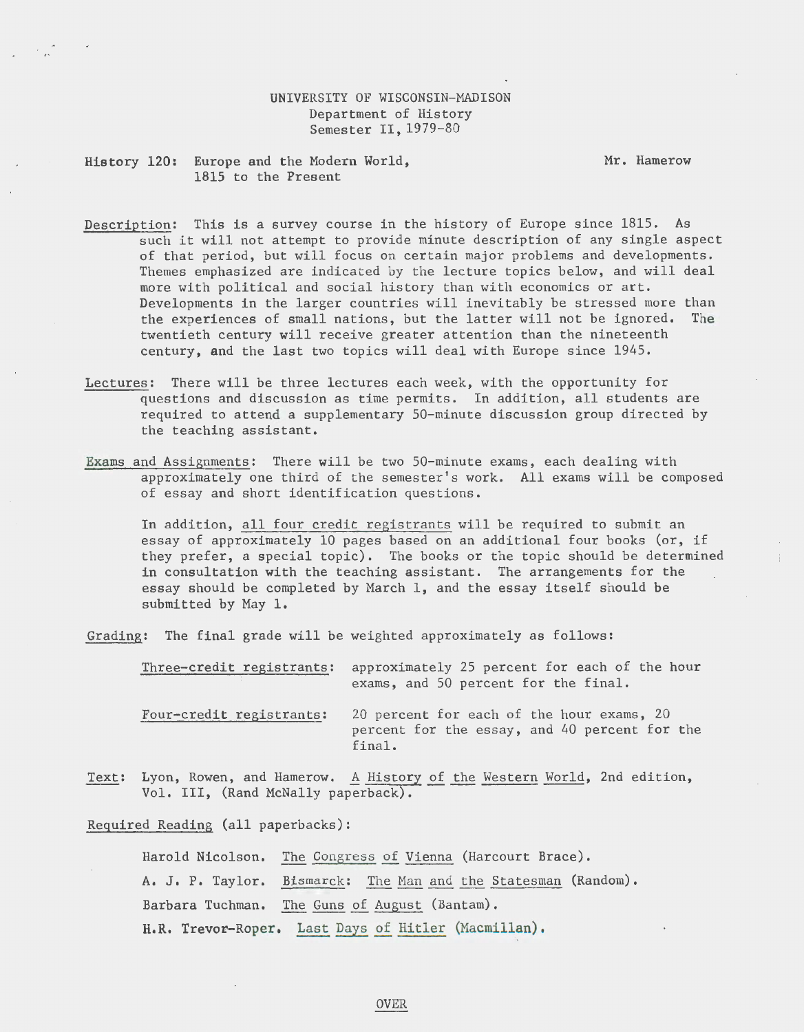UNIVERSITY OF WISCONSIN-MADISON
Department of History
Semester II, 1979-80

**History 120:** Europe and the Modern World, 1815 to the Present — Mr. Hamerow

Description: This is a survey course in the history of Europe since 1815. As such it will not attempt to provide minute description of any single aspect of that period, but will focus on certain major problems and developments. Themes emphasized are indicated by the lecture topics below, and will deal more with political and social history than with economics or art. Developments in the larger countries will inevitably be stressed more than the experiences of small nations, but the latter will not be ignored. The twentieth century will receive greater attention than the nineteenth century, and the last two topics will deal with Europe since 1945.

Lectures: There will be three lectures each week, with the opportunity for questions and discussion as time permits. In addition, all students are required to attend a supplementary 50-minute discussion group directed by the teaching assistant.

Exams and Assignments: There will be two 50-minute exams, each dealing with approximately one third of the semester's work. All exams will be composed of essay and short identification questions.

In addition, all four credit registrants will be required to submit an essay of approximately 10 pages based on an additional four books (or, if they prefer, a special topic). The books or the topic should be determined in consultation with the teaching assistant. The arrangements for the essay should be completed by March 1, and the essay itself should be submitted by May 1.

Grading: The final grade will be weighted approximately as follows:

Three-credit registrants: approximately 25 percent for each of the hour exams, and 50 percent for the final.

Four-credit registrants: 20 percent for each of the hour exams, 20 percent for the essay, and 40 percent for the final.

Text: Lyon, Rowen, and Hamerow. A History of the Western World, 2nd edition, Vol. III, (Rand McNally paperback).

Required Reading (all paperbacks):

- Harold Nicolson. The Congress of Vienna (Harcourt Brace).
- A. J. P. Taylor. Bismarck: The Man and the Statesman (Random).
- Barbara Tuchman. The Guns of August (Bantam).
- H.R. Trevor-Roper. Last Days of Hitler (Macmillan).

OVER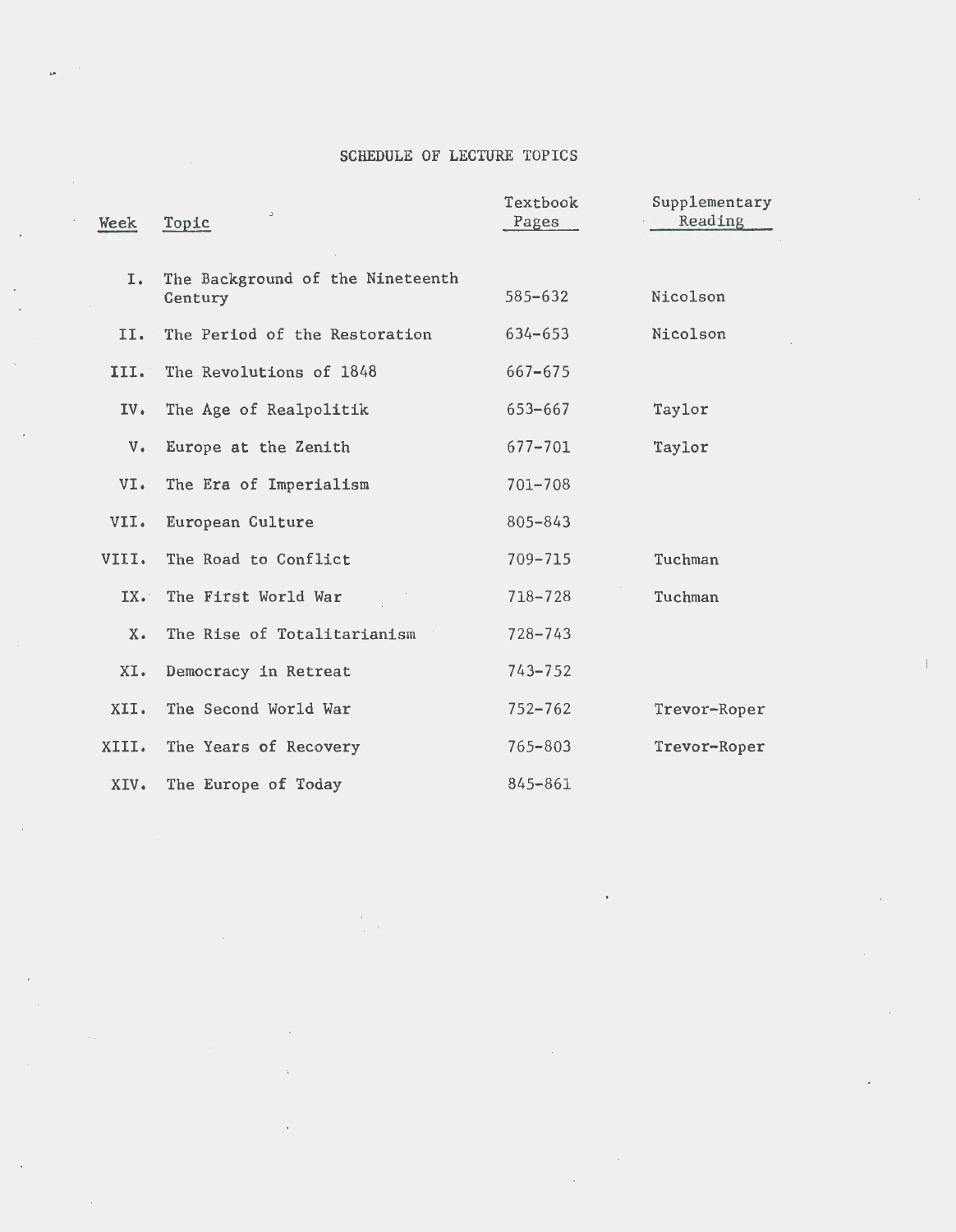# SCHEDULE OF LECTURE TOPICS

| Week | Topic | Textbook Pages | Supplementary Reading |
|---|---|---|---|
| I. | The Background of the Nineteenth Century | 585-632 | Nicolson |
| II. | The Period of the Restoration | 634-653 | Nicolson |
| III. | The Revolutions of 1848 | 667-675 | |
| IV. | The Age of Realpolitik | 653-667 | Taylor |
| V. | Europe at the Zenith | 677-701 | Taylor |
| VI. | The Era of Imperialism | 701-708 | |
| VII. | European Culture | 805-843 | |
| VIII. | The Road to Conflict | 709-715 | Tuchman |
| IX. | The First World War | 718-728 | Tuchman |
| X. | The Rise of Totalitarianism | 728-743 | |
| XI. | Democracy in Retreat | 743-752 | |
| XII. | The Second World War | 752-762 | Trevor-Roper |
| XIII. | The Years of Recovery | 765-803 | Trevor-Roper |
| XIV. | The Europe of Today | 845-861 | |